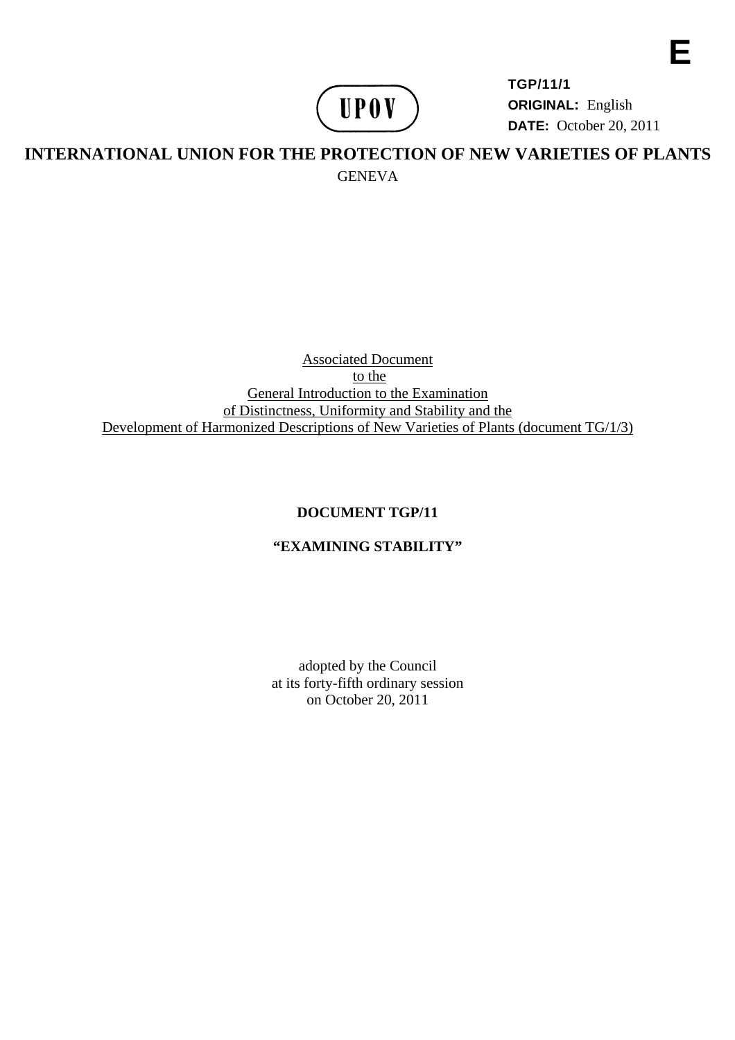E

**TGP/11/1**
**ORIGINAL:** English
**DATE:** October 20, 2011

UPOV

# INTERNATIONAL UNION FOR THE PROTECTION OF NEW VARIETIES OF PLANTS

GENEVA

Associated Document
to the
General Introduction to the Examination
of Distinctness, Uniformity and Stability and the
Development of Harmonized Descriptions of New Varieties of Plants (document TG/1/3)

## DOCUMENT TGP/11

## "EXAMINING STABILITY"

adopted by the Council
at its forty-fifth ordinary session
on October 20, 2011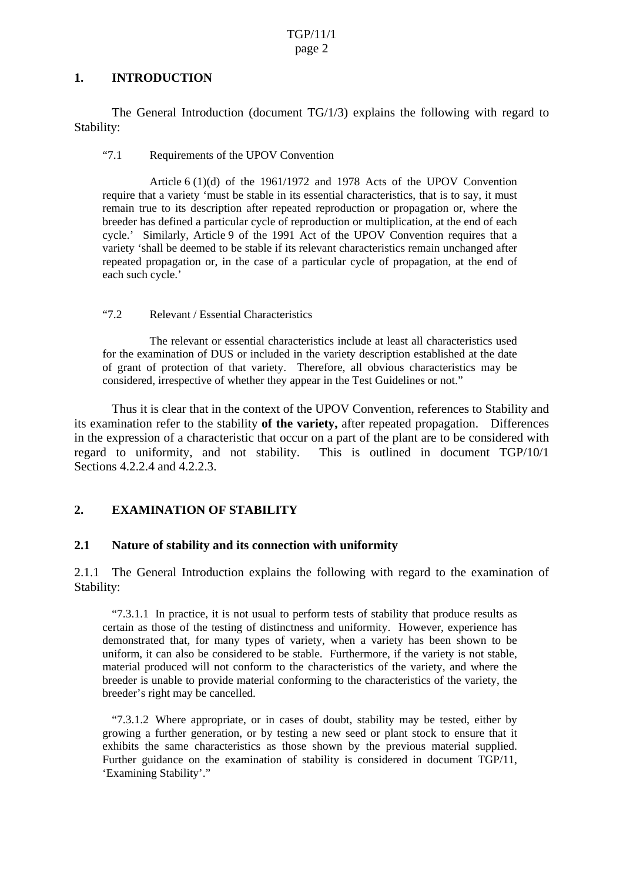## 1. INTRODUCTION

The General Introduction (document TG/1/3) explains the following with regard to Stability:

> "7.1 Requirements of the UPOV Convention
>
> Article 6 (1)(d) of the 1961/1972 and 1978 Acts of the UPOV Convention require that a variety 'must be stable in its essential characteristics, that is to say, it must remain true to its description after repeated reproduction or propagation or, where the breeder has defined a particular cycle of reproduction or multiplication, at the end of each cycle.' Similarly, Article 9 of the 1991 Act of the UPOV Convention requires that a variety 'shall be deemed to be stable if its relevant characteristics remain unchanged after repeated propagation or, in the case of a particular cycle of propagation, at the end of each such cycle.'
>
> "7.2 Relevant / Essential Characteristics
>
> The relevant or essential characteristics include at least all characteristics used for the examination of DUS or included in the variety description established at the date of grant of protection of that variety. Therefore, all obvious characteristics may be considered, irrespective of whether they appear in the Test Guidelines or not."

Thus it is clear that in the context of the UPOV Convention, references to Stability and its examination refer to the stability **of the variety,** after repeated propagation. Differences in the expression of a characteristic that occur on a part of the plant are to be considered with regard to uniformity, and not stability. This is outlined in document TGP/10/1 Sections 4.2.2.4 and 4.2.2.3.

## 2. EXAMINATION OF STABILITY

### 2.1 Nature of stability and its connection with uniformity

2.1.1 The General Introduction explains the following with regard to the examination of Stability:

> "7.3.1.1 In practice, it is not usual to perform tests of stability that produce results as certain as those of the testing of distinctness and uniformity. However, experience has demonstrated that, for many types of variety, when a variety has been shown to be uniform, it can also be considered to be stable. Furthermore, if the variety is not stable, material produced will not conform to the characteristics of the variety, and where the breeder is unable to provide material conforming to the characteristics of the variety, the breeder's right may be cancelled.
>
> "7.3.1.2 Where appropriate, or in cases of doubt, stability may be tested, either by growing a further generation, or by testing a new seed or plant stock to ensure that it exhibits the same characteristics as those shown by the previous material supplied. Further guidance on the examination of stability is considered in document TGP/11, 'Examining Stability'."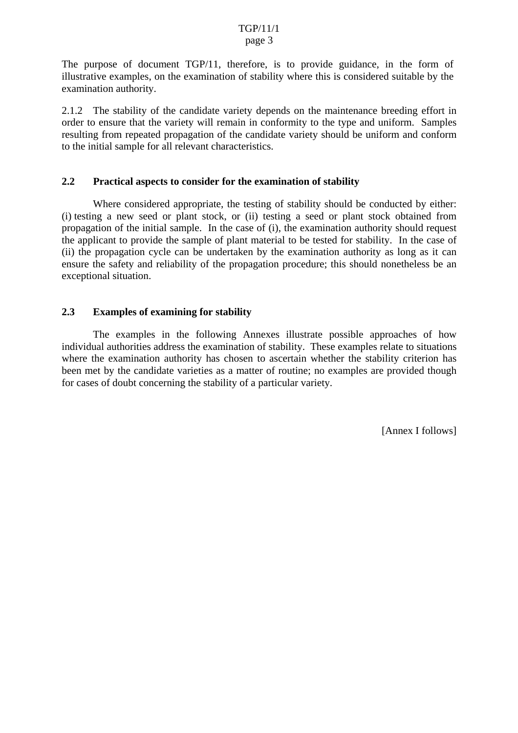The purpose of document TGP/11, therefore, is to provide guidance, in the form of illustrative examples, on the examination of stability where this is considered suitable by the examination authority.

2.1.2 The stability of the candidate variety depends on the maintenance breeding effort in order to ensure that the variety will remain in conformity to the type and uniform. Samples resulting from repeated propagation of the candidate variety should be uniform and conform to the initial sample for all relevant characteristics.

## 2.2 Practical aspects to consider for the examination of stability

Where considered appropriate, the testing of stability should be conducted by either: (i) testing a new seed or plant stock, or (ii) testing a seed or plant stock obtained from propagation of the initial sample. In the case of (i), the examination authority should request the applicant to provide the sample of plant material to be tested for stability. In the case of (ii) the propagation cycle can be undertaken by the examination authority as long as it can ensure the safety and reliability of the propagation procedure; this should nonetheless be an exceptional situation.

## 2.3 Examples of examining for stability

The examples in the following Annexes illustrate possible approaches of how individual authorities address the examination of stability. These examples relate to situations where the examination authority has chosen to ascertain whether the stability criterion has been met by the candidate varieties as a matter of routine; no examples are provided though for cases of doubt concerning the stability of a particular variety.

[Annex I follows]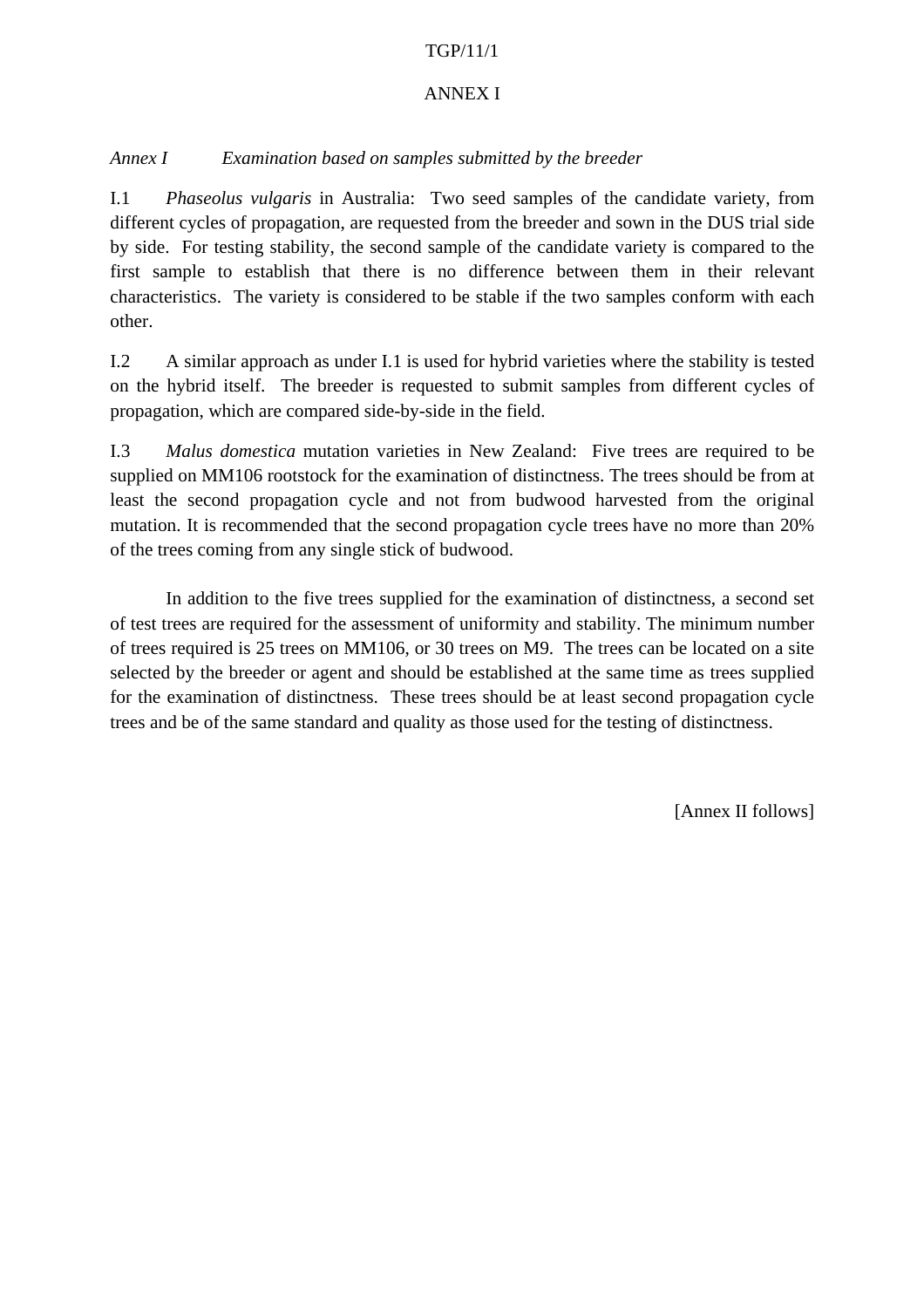# ANNEX I

*Annex I Examination based on samples submitted by the breeder*

I.1 *Phaseolus vulgaris* in Australia: Two seed samples of the candidate variety, from different cycles of propagation, are requested from the breeder and sown in the DUS trial side by side. For testing stability, the second sample of the candidate variety is compared to the first sample to establish that there is no difference between them in their relevant characteristics. The variety is considered to be stable if the two samples conform with each other.

I.2 A similar approach as under I.1 is used for hybrid varieties where the stability is tested on the hybrid itself. The breeder is requested to submit samples from different cycles of propagation, which are compared side-by-side in the field.

I.3 *Malus domestica* mutation varieties in New Zealand: Five trees are required to be supplied on MM106 rootstock for the examination of distinctness. The trees should be from at least the second propagation cycle and not from budwood harvested from the original mutation. It is recommended that the second propagation cycle trees have no more than 20% of the trees coming from any single stick of budwood.

In addition to the five trees supplied for the examination of distinctness, a second set of test trees are required for the assessment of uniformity and stability. The minimum number of trees required is 25 trees on MM106, or 30 trees on M9. The trees can be located on a site selected by the breeder or agent and should be established at the same time as trees supplied for the examination of distinctness. These trees should be at least second propagation cycle trees and be of the same standard and quality as those used for the testing of distinctness.

[Annex II follows]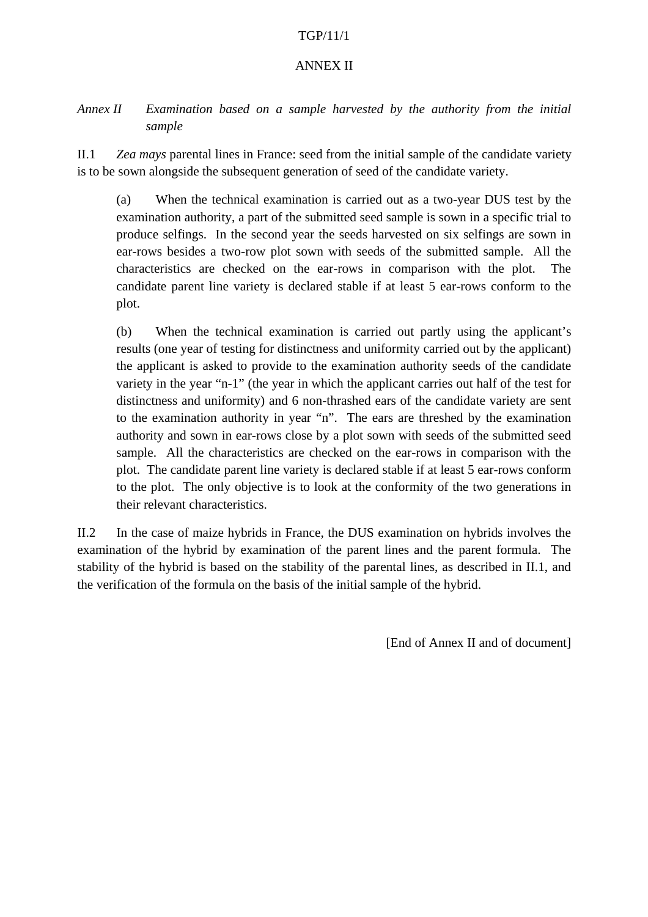ANNEX II

*Annex II Examination based on a sample harvested by the authority from the initial sample*

II.1 *Zea mays* parental lines in France: seed from the initial sample of the candidate variety is to be sown alongside the subsequent generation of seed of the candidate variety.

(a) When the technical examination is carried out as a two-year DUS test by the examination authority, a part of the submitted seed sample is sown in a specific trial to produce selfings. In the second year the seeds harvested on six selfings are sown in ear-rows besides a two-row plot sown with seeds of the submitted sample. All the characteristics are checked on the ear-rows in comparison with the plot. The candidate parent line variety is declared stable if at least 5 ear-rows conform to the plot.

(b) When the technical examination is carried out partly using the applicant's results (one year of testing for distinctness and uniformity carried out by the applicant) the applicant is asked to provide to the examination authority seeds of the candidate variety in the year "n-1" (the year in which the applicant carries out half of the test for distinctness and uniformity) and 6 non-thrashed ears of the candidate variety are sent to the examination authority in year "n". The ears are threshed by the examination authority and sown in ear-rows close by a plot sown with seeds of the submitted seed sample. All the characteristics are checked on the ear-rows in comparison with the plot. The candidate parent line variety is declared stable if at least 5 ear-rows conform to the plot. The only objective is to look at the conformity of the two generations in their relevant characteristics.

II.2 In the case of maize hybrids in France, the DUS examination on hybrids involves the examination of the hybrid by examination of the parent lines and the parent formula. The stability of the hybrid is based on the stability of the parental lines, as described in II.1, and the verification of the formula on the basis of the initial sample of the hybrid.

[End of Annex II and of document]